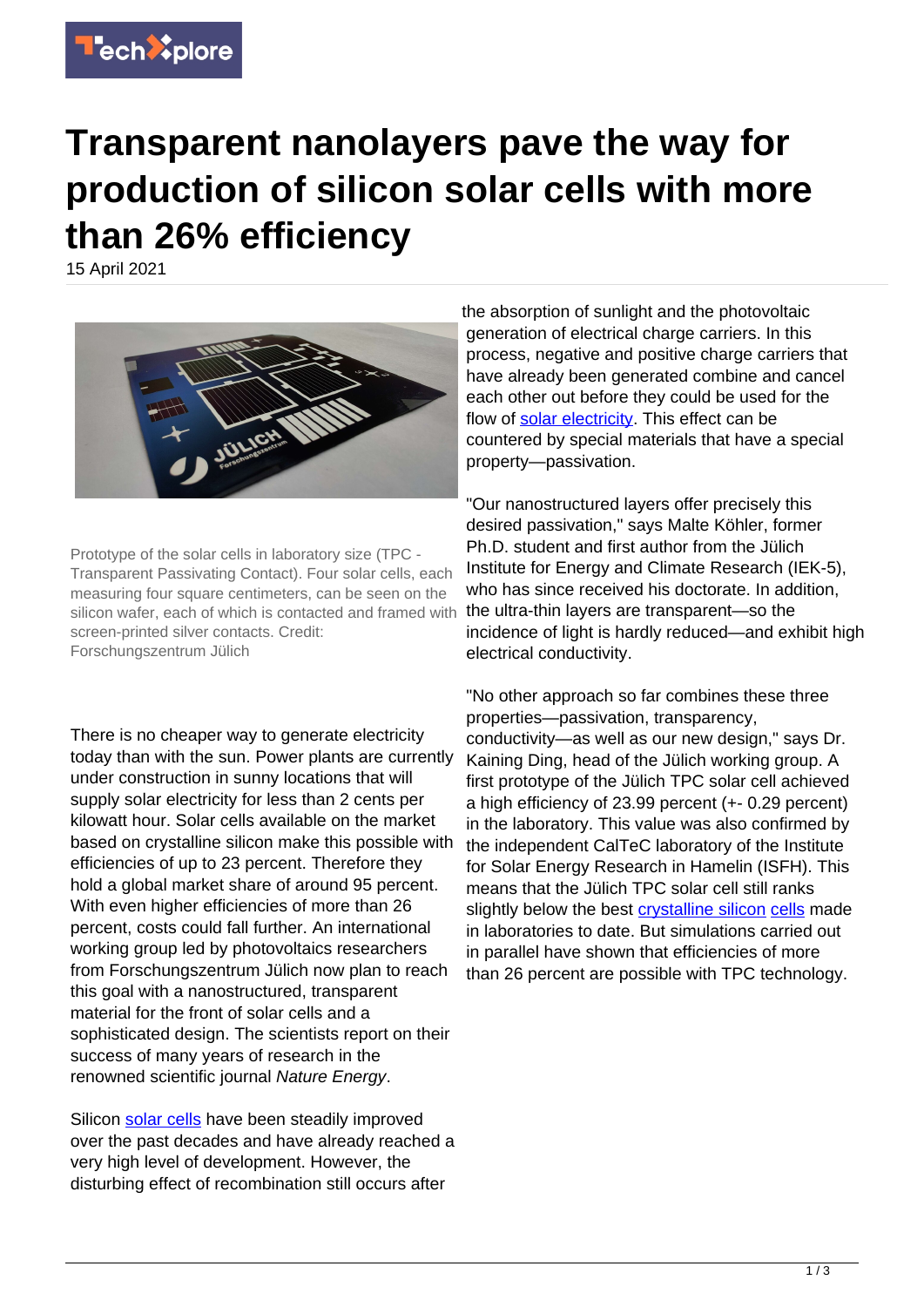# Transparent nanolayers pave the way for production of silicon solar cells with more than 26% efficiency

15 April 2021

Prototype of the solar cells in laboratory size (TPC - Transparent Passivating Contact). Four solar cells, each measuring four square centimeters, can be seen on the silicon wafer, each of which is contacted and framed with screen-printed silver contacts. Credit: Forschungszentrum Jülich

There is no cheaper way to generate electricity today than with the sun. Power plants are currently under construction in sunny locations that will supply solar electricity for less than 2 cents per kilowatt hour. Solar cells available on the market based on crystalline silicon make this possible with efficiencies of up to 23 percent. Therefore they hold a global market share of around 95 percent. With even higher efficiencies of more than 26 percent, costs could fall further. An international working group led by photovoltaics researchers from Forschungszentrum Jülich now plan to reach this goal with a nanostructured, transparent material for the front of solar cells and a sophisticated design. The scientists report on their success of many years of research in the renowned scientific journal *Nature Energy*.

Silicon solar cells have been steadily improved over the past decades and have already reached a very high level of development. However, the disturbing effect of recombination still occurs after the absorption of sunlight and the photovoltaic generation of electrical charge carriers. In this process, negative and positive charge carriers that have already been generated combine and cancel each other out before they could be used for the flow of solar electricity. This effect can be countered by special materials that have a special property—passivation.

"Our nanostructured layers offer precisely this desired passivation," says Malte Köhler, former Ph.D. student and first author from the Jülich Institute for Energy and Climate Research (IEK-5), who has since received his doctorate. In addition, the ultra-thin layers are transparent—so the incidence of light is hardly reduced—and exhibit high electrical conductivity.

"No other approach so far combines these three properties—passivation, transparency, conductivity—as well as our new design," says Dr. Kaining Ding, head of the Jülich working group. A first prototype of the Jülich TPC solar cell achieved a high efficiency of 23.99 percent (+- 0.29 percent) in the laboratory. This value was also confirmed by the independent CalTeC laboratory of the Institute for Solar Energy Research in Hamelin (ISFH). This means that the Jülich TPC solar cell still ranks slightly below the best crystalline silicon cells made in laboratories to date. But simulations carried out in parallel have shown that efficiencies of more than 26 percent are possible with TPC technology.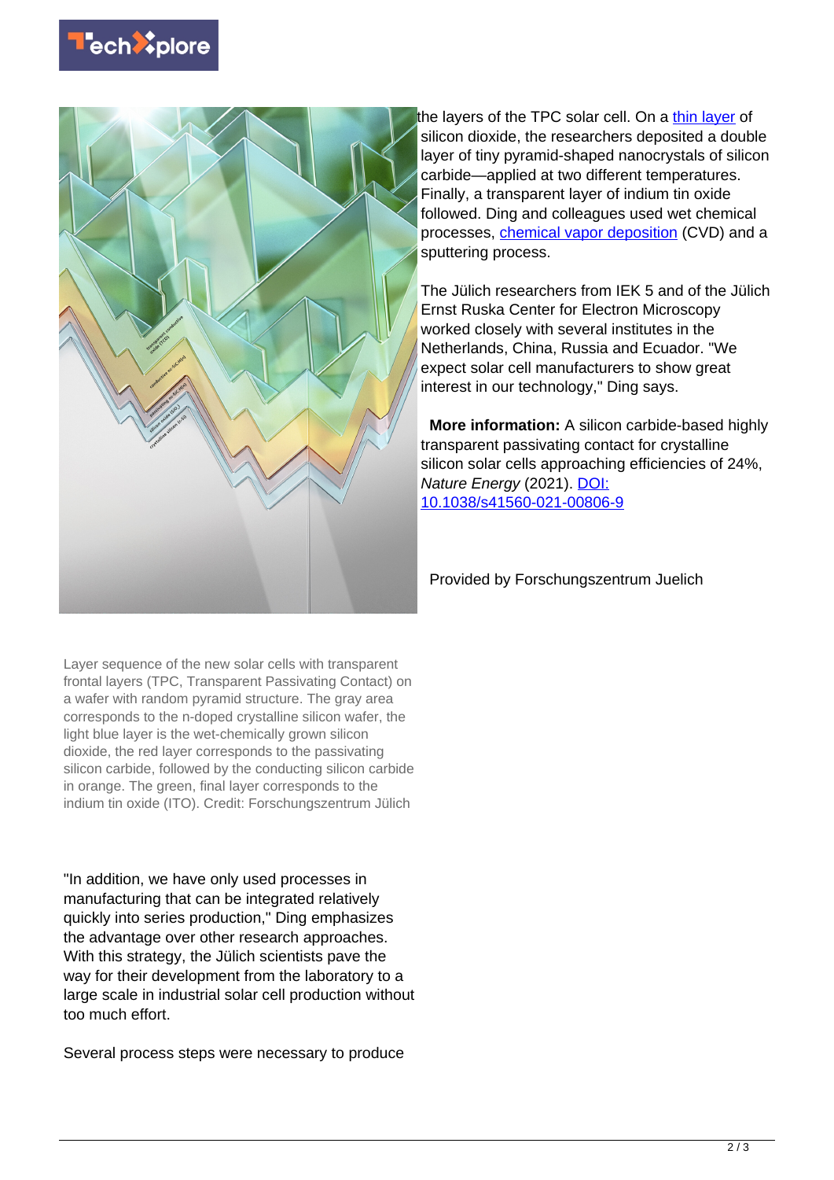Layer sequence of the new solar cells with transparent frontal layers (TPC, Transparent Passivating Contact) on a wafer with random pyramid structure. The gray area corresponds to the n-doped crystalline silicon wafer, the light blue layer is the wet-chemically grown silicon dioxide, the red layer corresponds to the passivating silicon carbide, followed by the conducting silicon carbide in orange. The green, final layer corresponds to the indium tin oxide (ITO). Credit: Forschungszentrum Jülich

"In addition, we have only used processes in manufacturing that can be integrated relatively quickly into series production," Ding emphasizes the advantage over other research approaches. With this strategy, the Jülich scientists pave the way for their development from the laboratory to a large scale in industrial solar cell production without too much effort.

Several process steps were necessary to produce the layers of the TPC solar cell. On a thin layer of silicon dioxide, the researchers deposited a double layer of tiny pyramid-shaped nanocrystals of silicon carbide—applied at two different temperatures. Finally, a transparent layer of indium tin oxide followed. Ding and colleagues used wet chemical processes, chemical vapor deposition (CVD) and a sputtering process.

The Jülich researchers from IEK 5 and of the Jülich Ernst Ruska Center for Electron Microscopy worked closely with several institutes in the Netherlands, China, Russia and Ecuador. "We expect solar cell manufacturers to show great interest in our technology," Ding says.

**More information:** A silicon carbide-based highly transparent passivating contact for crystalline silicon solar cells approaching efficiencies of 24%, *Nature Energy* (2021). DOI: 10.1038/s41560-021-00806-9

Provided by Forschungszentrum Juelich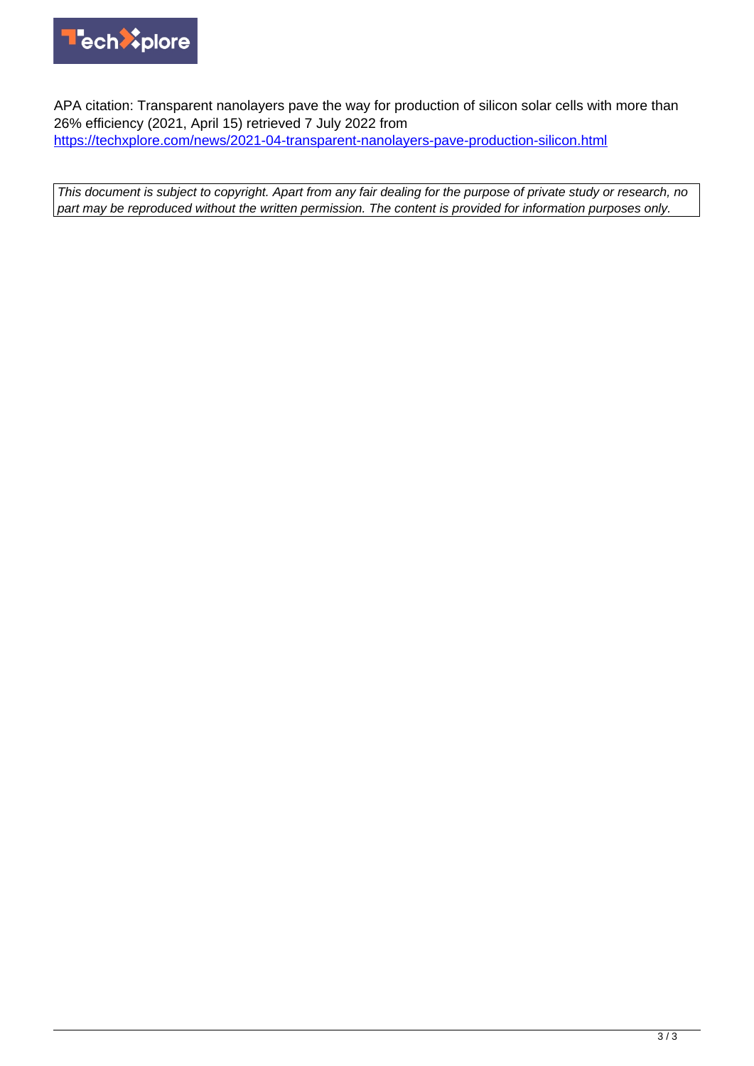APA citation: Transparent nanolayers pave the way for production of silicon solar cells with more than 26% efficiency (2021, April 15) retrieved 7 July 2022 from https://techxplore.com/news/2021-04-transparent-nanolayers-pave-production-silicon.html

*This document is subject to copyright. Apart from any fair dealing for the purpose of private study or research, no part may be reproduced without the written permission. The content is provided for information purposes only.*